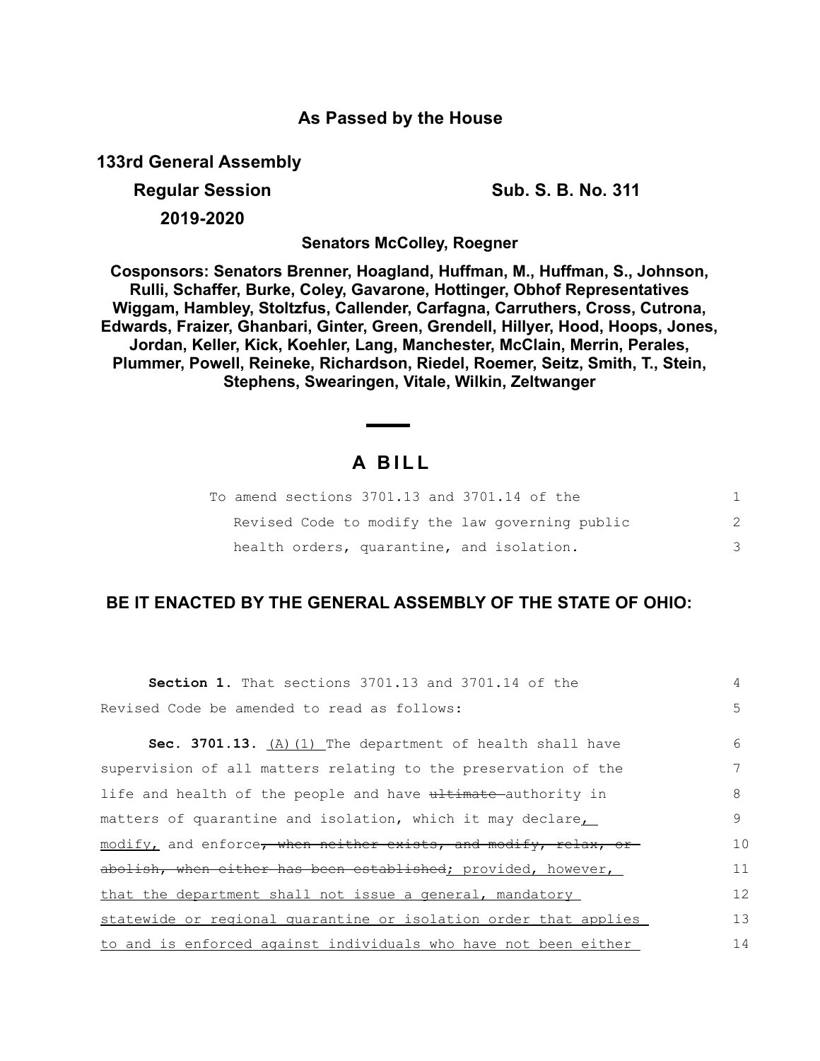## As Passed by the House

**133rd General Assembly**

**Regular Session** **Sub. S. B. No. 311**

**2019-2020**

**Senators McColley, Roegner**

**Cosponsors: Senators Brenner, Hoagland, Huffman, M., Huffman, S., Johnson, Rulli, Schaffer, Burke, Coley, Gavarone, Hottinger, Obhof Representatives Wiggam, Hambley, Stoltzfus, Callender, Carfagna, Carruthers, Cross, Cutrona, Edwards, Fraizer, Ghanbari, Ginter, Green, Grendell, Hillyer, Hood, Hoops, Jones, Jordan, Keller, Kick, Koehler, Lang, Manchester, McClain, Merrin, Perales, Plummer, Powell, Reineke, Richardson, Riedel, Roemer, Seitz, Smith, T., Stein, Stephens, Swearingen, Vitale, Wilkin, Zeltwanger**

# A BILL

To amend sections 3701.13 and 3701.14 of the Revised Code to modify the law governing public health orders, quarantine, and isolation. 1 2 3

**BE IT ENACTED BY THE GENERAL ASSEMBLY OF THE STATE OF OHIO:**

**Section 1.** That sections 3701.13 and 3701.14 of the Revised Code be amended to read as follows: 4 5

**Sec. 3701.13.** (A)(1) The department of health shall have supervision of all matters relating to the preservation of the life and health of the people and have ~~ultimate~~ authority in matters of quarantine and isolation, which it may declare, modify, and enforce~~, when neither exists, and modify, relax, or abolish, when either has been established~~; provided, however, that the department shall not issue a general, mandatory statewide or regional quarantine or isolation order that applies to and is enforced against individuals who have not been either 6 7 8 9 10 11 12 13 14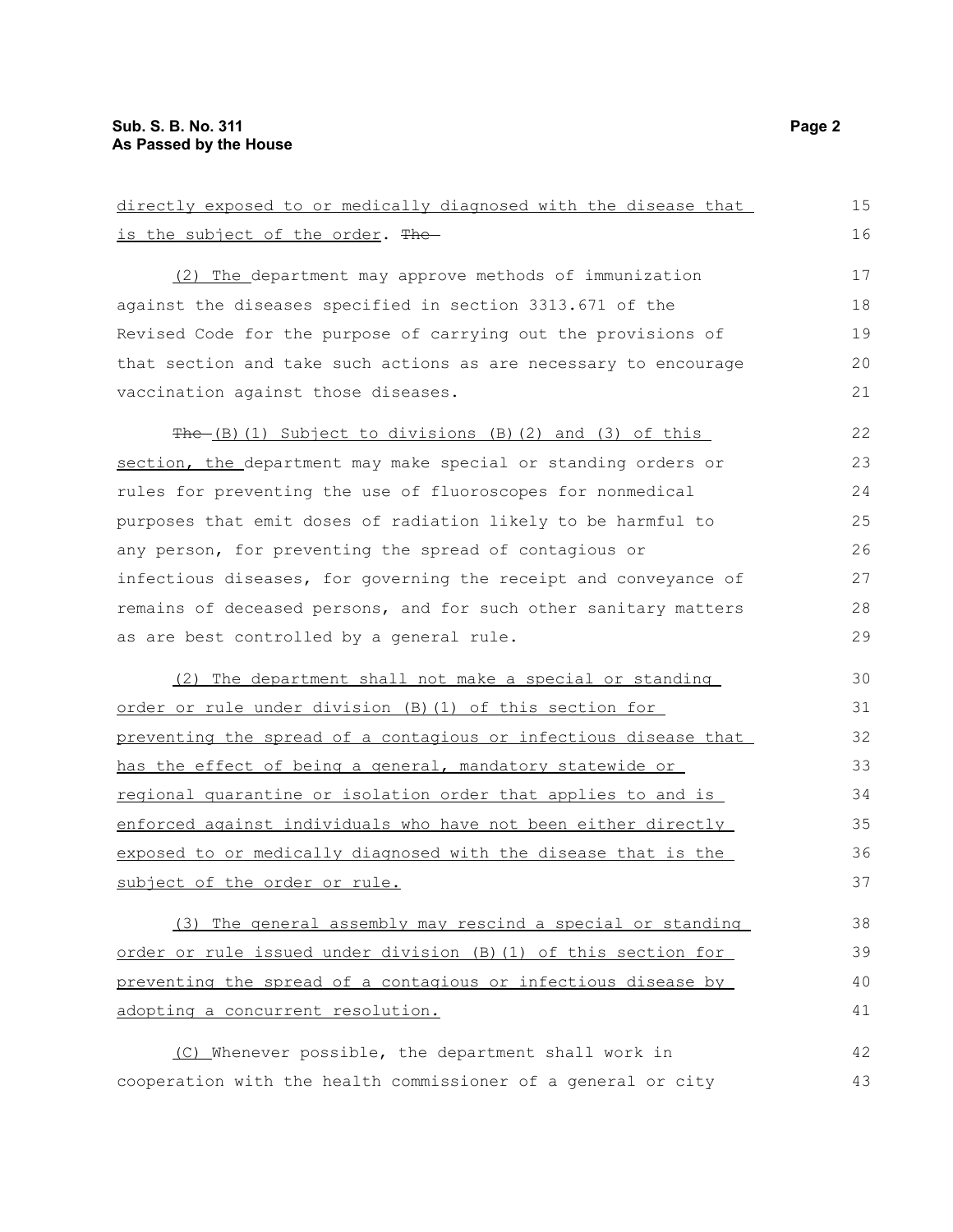directly exposed to or medically diagnosed with the disease that is the subject of the order. ~~The~~

(2) The department may approve methods of immunization against the diseases specified in section 3313.671 of the Revised Code for the purpose of carrying out the provisions of that section and take such actions as are necessary to encourage vaccination against those diseases.

~~The~~ (B)(1) Subject to divisions (B)(2) and (3) of this section, the department may make special or standing orders or rules for preventing the use of fluoroscopes for nonmedical purposes that emit doses of radiation likely to be harmful to any person, for preventing the spread of contagious or infectious diseases, for governing the receipt and conveyance of remains of deceased persons, and for such other sanitary matters as are best controlled by a general rule.

(2) The department shall not make a special or standing order or rule under division (B)(1) of this section for preventing the spread of a contagious or infectious disease that has the effect of being a general, mandatory statewide or regional quarantine or isolation order that applies to and is enforced against individuals who have not been either directly exposed to or medically diagnosed with the disease that is the subject of the order or rule.

(3) The general assembly may rescind a special or standing order or rule issued under division (B)(1) of this section for preventing the spread of a contagious or infectious disease by adopting a concurrent resolution.

(C) Whenever possible, the department shall work in cooperation with the health commissioner of a general or city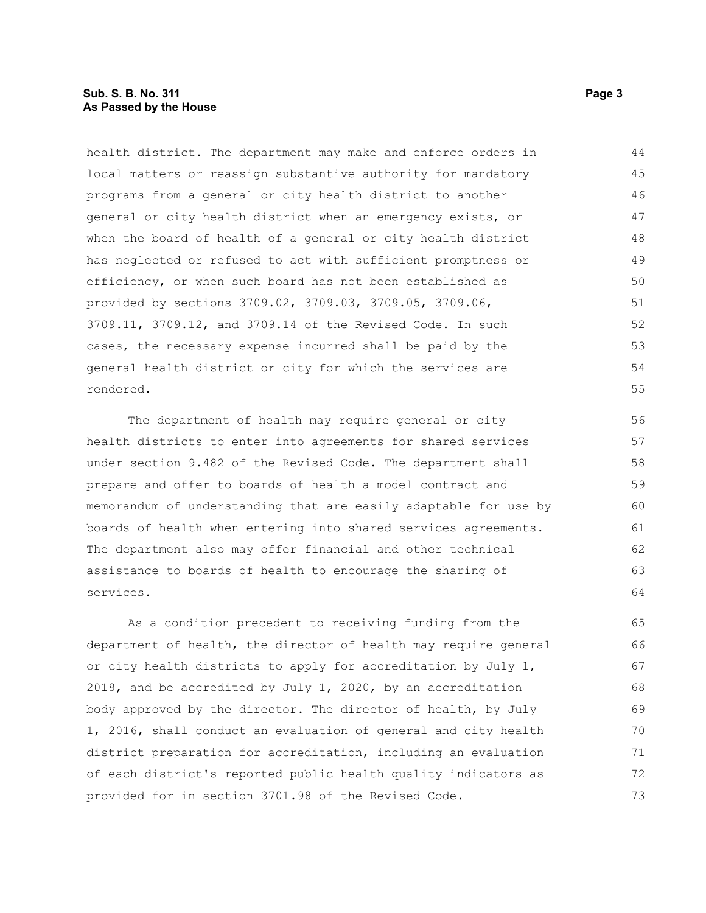health district. The department may make and enforce orders in local matters or reassign substantive authority for mandatory programs from a general or city health district to another general or city health district when an emergency exists, or when the board of health of a general or city health district has neglected or refused to act with sufficient promptness or efficiency, or when such board has not been established as provided by sections 3709.02, 3709.03, 3709.05, 3709.06, 3709.11, 3709.12, and 3709.14 of the Revised Code. In such cases, the necessary expense incurred shall be paid by the general health district or city for which the services are rendered.

The department of health may require general or city health districts to enter into agreements for shared services under section 9.482 of the Revised Code. The department shall prepare and offer to boards of health a model contract and memorandum of understanding that are easily adaptable for use by boards of health when entering into shared services agreements. The department also may offer financial and other technical assistance to boards of health to encourage the sharing of services.

As a condition precedent to receiving funding from the department of health, the director of health may require general or city health districts to apply for accreditation by July 1, 2018, and be accredited by July 1, 2020, by an accreditation body approved by the director. The director of health, by July 1, 2016, shall conduct an evaluation of general and city health district preparation for accreditation, including an evaluation of each district's reported public health quality indicators as provided for in section 3701.98 of the Revised Code.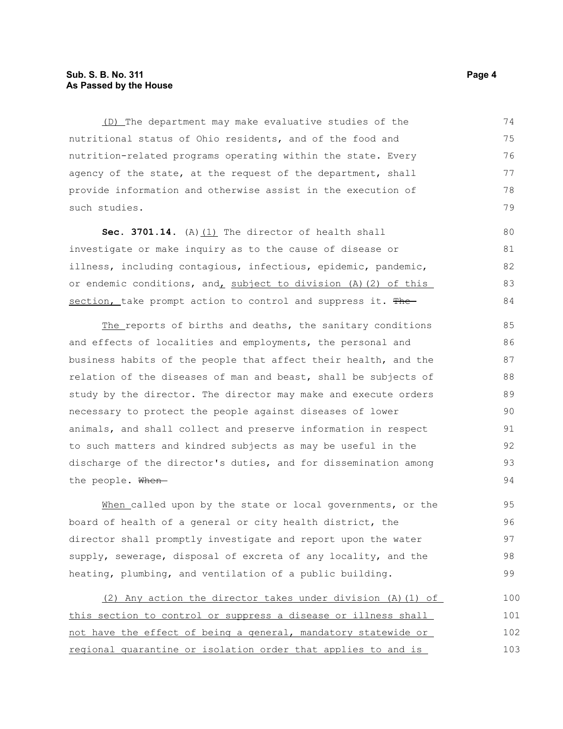(D) The department may make evaluative studies of the nutritional status of Ohio residents, and of the food and nutrition-related programs operating within the state. Every agency of the state, at the request of the department, shall provide information and otherwise assist in the execution of such studies.

**Sec. 3701.14.** (A)(1) The director of health shall investigate or make inquiry as to the cause of disease or illness, including contagious, infectious, epidemic, pandemic, or endemic conditions, and, subject to division (A)(2) of this section, take prompt action to control and suppress it. ~~The~~

The reports of births and deaths, the sanitary conditions and effects of localities and employments, the personal and business habits of the people that affect their health, and the relation of the diseases of man and beast, shall be subjects of study by the director. The director may make and execute orders necessary to protect the people against diseases of lower animals, and shall collect and preserve information in respect to such matters and kindred subjects as may be useful in the discharge of the director's duties, and for dissemination among the people. ~~When~~

When called upon by the state or local governments, or the board of health of a general or city health district, the director shall promptly investigate and report upon the water supply, sewerage, disposal of excreta of any locality, and the heating, plumbing, and ventilation of a public building.

(2) Any action the director takes under division (A)(1) of this section to control or suppress a disease or illness shall not have the effect of being a general, mandatory statewide or regional quarantine or isolation order that applies to and is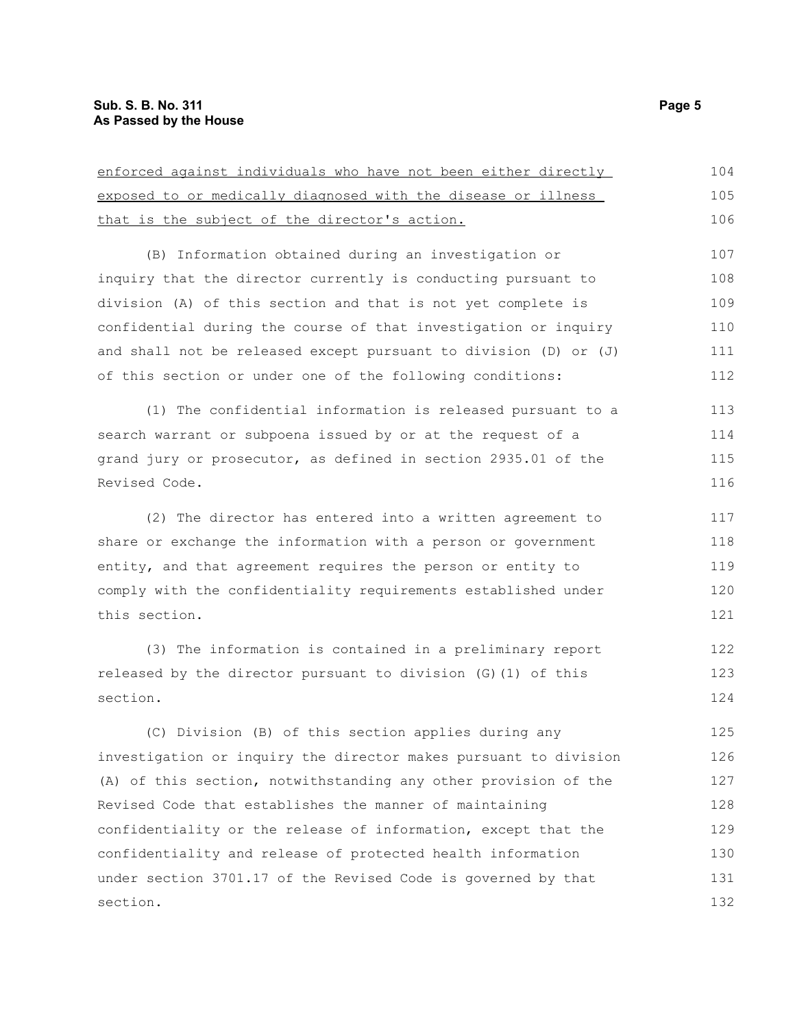enforced against individuals who have not been either directly exposed to or medically diagnosed with the disease or illness that is the subject of the director's action.

(B) Information obtained during an investigation or inquiry that the director currently is conducting pursuant to division (A) of this section and that is not yet complete is confidential during the course of that investigation or inquiry and shall not be released except pursuant to division (D) or (J) of this section or under one of the following conditions:

(1) The confidential information is released pursuant to a search warrant or subpoena issued by or at the request of a grand jury or prosecutor, as defined in section 2935.01 of the Revised Code.

(2) The director has entered into a written agreement to share or exchange the information with a person or government entity, and that agreement requires the person or entity to comply with the confidentiality requirements established under this section.

(3) The information is contained in a preliminary report released by the director pursuant to division (G)(1) of this section.

(C) Division (B) of this section applies during any investigation or inquiry the director makes pursuant to division (A) of this section, notwithstanding any other provision of the Revised Code that establishes the manner of maintaining confidentiality or the release of information, except that the confidentiality and release of protected health information under section 3701.17 of the Revised Code is governed by that section.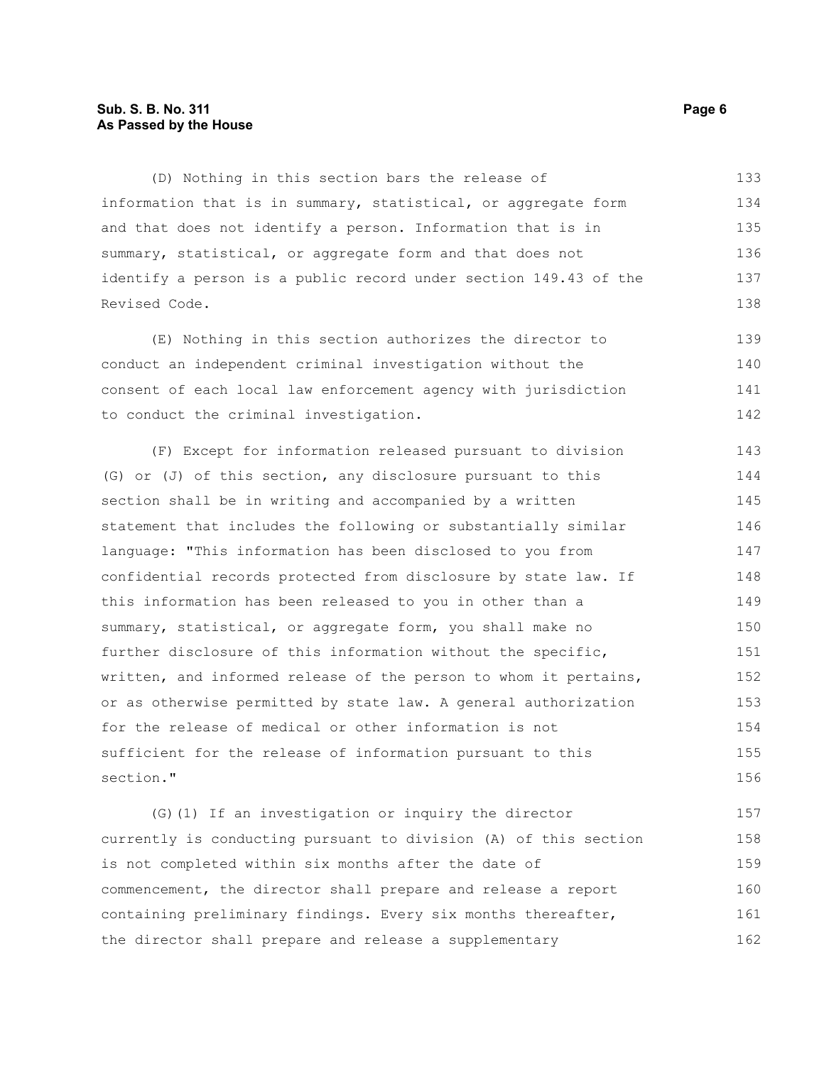(D) Nothing in this section bars the release of information that is in summary, statistical, or aggregate form and that does not identify a person. Information that is in summary, statistical, or aggregate form and that does not identify a person is a public record under section 149.43 of the Revised Code.

(E) Nothing in this section authorizes the director to conduct an independent criminal investigation without the consent of each local law enforcement agency with jurisdiction to conduct the criminal investigation.

(F) Except for information released pursuant to division (G) or (J) of this section, any disclosure pursuant to this section shall be in writing and accompanied by a written statement that includes the following or substantially similar language: "This information has been disclosed to you from confidential records protected from disclosure by state law. If this information has been released to you in other than a summary, statistical, or aggregate form, you shall make no further disclosure of this information without the specific, written, and informed release of the person to whom it pertains, or as otherwise permitted by state law. A general authorization for the release of medical or other information is not sufficient for the release of information pursuant to this section."

(G)(1) If an investigation or inquiry the director currently is conducting pursuant to division (A) of this section is not completed within six months after the date of commencement, the director shall prepare and release a report containing preliminary findings. Every six months thereafter, the director shall prepare and release a supplementary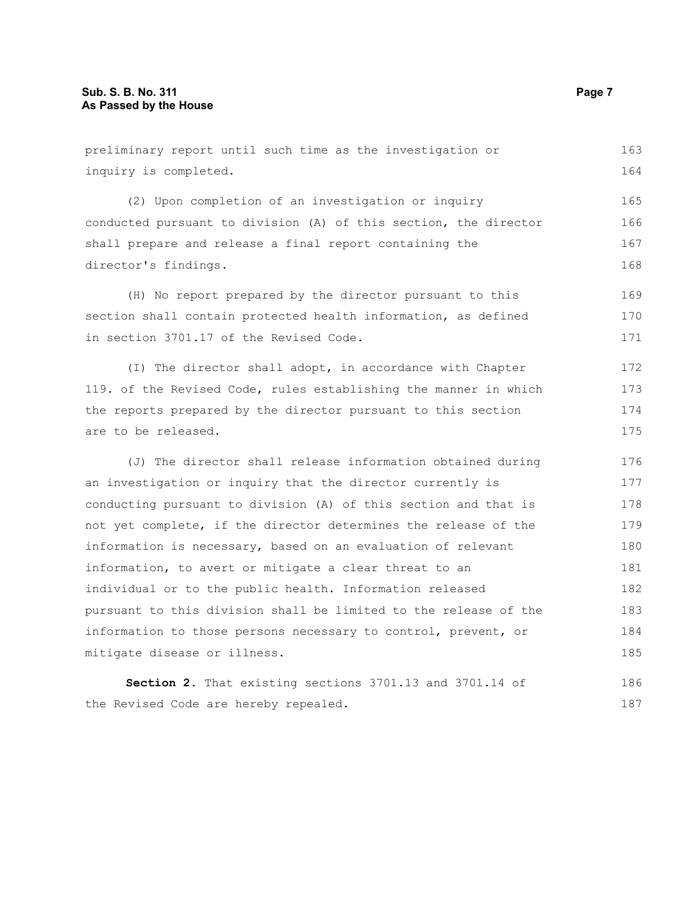preliminary report until such time as the investigation or inquiry is completed.

(2) Upon completion of an investigation or inquiry conducted pursuant to division (A) of this section, the director shall prepare and release a final report containing the director's findings.

(H) No report prepared by the director pursuant to this section shall contain protected health information, as defined in section 3701.17 of the Revised Code.

(I) The director shall adopt, in accordance with Chapter 119. of the Revised Code, rules establishing the manner in which the reports prepared by the director pursuant to this section are to be released.

(J) The director shall release information obtained during an investigation or inquiry that the director currently is conducting pursuant to division (A) of this section and that is not yet complete, if the director determines the release of the information is necessary, based on an evaluation of relevant information, to avert or mitigate a clear threat to an individual or to the public health. Information released pursuant to this division shall be limited to the release of the information to those persons necessary to control, prevent, or mitigate disease or illness.

**Section 2.** That existing sections 3701.13 and 3701.14 of the Revised Code are hereby repealed.